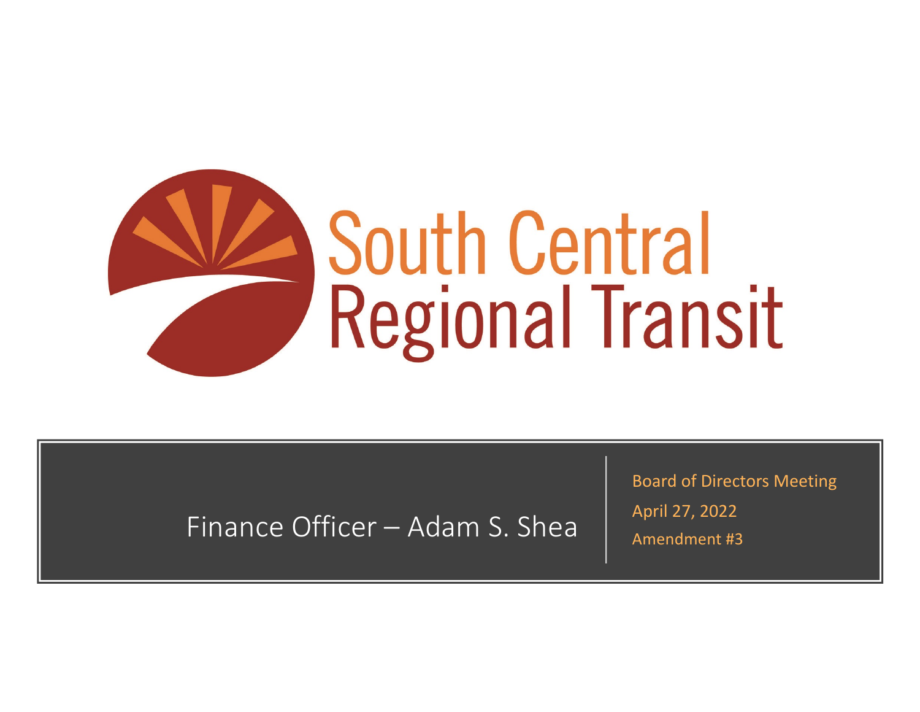# South Central Regional Transit

Finance Officer – Adam S. Shea

Board of Directors Meeting

April 27, 2022

Amendment #3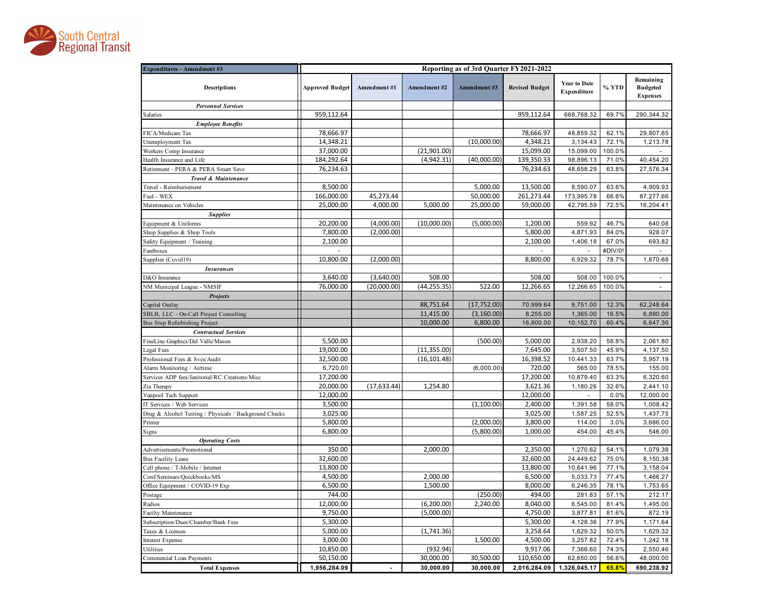South Central Regional Transit

| Expenditures - Amendment #3 | Reporting as of 3rd Quarter FY2021-2022 | | | | | | | |
|---|---|---|---|---|---|---|---|---|
| **Descriptions** | **Approved Budget** | **Amendment #1** | **Amendment #2** | **Amendment #3** | **Revised Budget** | **Year to Date Expenditure** | **% YTD** | **Remaining Budgeted Expenses** |
| ***Personnel Services*** | | | | | | | | |
| Salaries | 959,112.64 | | | | 959,112.64 | 668,768.32 | 69.7% | 290,344.32 |
| ***Employee Benefits*** | | | | | | | | |
| FICA/Medicare Tax | 78,666.97 | | | | 78,666.97 | 48,859.32 | 62.1% | 29,807.65 |
| Unemployment Tax | 14,348.21 | | | (10,000.00) | 4,348.21 | 3,134.43 | 72.1% | 1,213.78 |
| Workers Comp Insurance | 37,000.00 | | (21,901.00) | | 15,099.00 | 15,099.00 | 100.0% | - |
| Health Insurance and Life | 184,292.64 | | (4,942.31) | (40,000.00) | 139,350.33 | 98,896.13 | 71.0% | 40,454.20 |
| Retirement - PERA & PERA Smart Save | 76,234.63 | | | | 76,234.63 | 48,658.29 | 63.8% | 27,576.34 |
| ***Travel & Maintenance*** | | | | | | | | |
| Travel - Reimbursement | 8,500.00 | | | 5,000.00 | 13,500.00 | 8,590.07 | 63.6% | 4,909.93 |
| Fuel - WEX | 166,000.00 | 45,273.44 | | 50,000.00 | 261,273.44 | 173,995.78 | 66.6% | 87,277.66 |
| Maintenance on Vehicles | 25,000.00 | 4,000.00 | 5,000.00 | 25,000.00 | 59,000.00 | 42,795.59 | 72.5% | 16,204.41 |
| ***Supplies*** | | | | | | | | |
| Equipment & Uniforms | 20,200.00 | (4,000.00) | (10,000.00) | (5,000.00) | 1,200.00 | 559.92 | 46.7% | 640.08 |
| Shop Supplies & Shop Tools | 7,800.00 | (2,000.00) | | | 5,800.00 | 4,871.93 | 84.0% | 928.07 |
| Safety Equipment / Training | 2,100.00 | | | | 2,100.00 | 1,406.18 | 67.0% | 693.82 |
| Fareboxes | - | | | | - | - | #DIV/0! | - |
| Supplies (Covid19) | 10,800.00 | (2,000.00) | | | 8,800.00 | 6,929.32 | 78.7% | 1,870.68 |
| ***Insurances*** | | | | | | | | |
| D&O Insurance | 3,640.00 | (3,640.00) | 508.00 | | 508.00 | 508.00 | 100.0% | - |
| NM Municipal League - NMSIF | 76,000.00 | (20,000.00) | (44,255.35) | 522.00 | 12,266.65 | 12,266.65 | 100.0% | - |
| ***Projects*** | | | | | | | | |
| Capital Outlay | | | 88,751.64 | (17,752.00) | 70,999.64 | 8,751.00 | 12.3% | 62,248.64 |
| SBLB, LLC - On-Call Project Consulting | | | 11,415.00 | (3,160.00) | 8,255.00 | 1,365.00 | 16.5% | 6,890.00 |
| Bus Stop Refurbishing Project | | | 10,000.00 | 6,800.00 | 16,800.00 | 10,152.70 | 60.4% | 6,647.30 |
| ***Contractual Services*** | | | | | | | | |
| FineLine Graphics/Del Valle/Mason | 5,500.00 | | | (500.00) | 5,000.00 | 2,938.20 | 58.8% | 2,061.80 |
| Legal Fees | 19,000.00 | | (11,355.00) | | 7,645.00 | 3,507.50 | 45.9% | 4,137.50 |
| Professional Fees & Svcs/Audit | 32,500.00 | | (16,101.48) | | 16,398.52 | 10,441.33 | 63.7% | 5,957.19 |
| Alarm Monitoring / Airtime | 6,720.00 | | | (6,000.00) | 720.00 | 565.00 | 78.5% | 155.00 |
| Services ADP fees/Janitorial/RC Creations/Misc | 17,200.00 | | | | 17,200.00 | 10,879.40 | 63.3% | 6,320.60 |
| Zia Therapy | 20,000.00 | (17,633.44) | 1,254.80 | | 3,621.36 | 1,180.26 | 32.6% | 2,441.10 |
| Vanpool Tech Support | 12,000.00 | | | | 12,000.00 | - | 0.0% | 12,000.00 |
| IT Services / Web Services | 3,500.00 | | | (1,100.00) | 2,400.00 | 1,391.58 | 58.0% | 1,008.42 |
| Drug & Alcohol Testing / Physicals / Background Checks | 3,025.00 | | | | 3,025.00 | 1,587.25 | 52.5% | 1,437.75 |
| Printer | 5,800.00 | | | (2,000.00) | 3,800.00 | 114.00 | 3.0% | 3,686.00 |
| Signs | 6,800.00 | | | (5,800.00) | 1,000.00 | 454.00 | 45.4% | 546.00 |
| ***Operating Costs*** | | | | | | | | |
| Advertisements/Promotional | 350.00 | | 2,000.00 | | 2,350.00 | 1,270.62 | 54.1% | 1,079.38 |
| Bus Facility Lease | 32,600.00 | | | | 32,600.00 | 24,449.62 | 75.0% | 8,150.38 |
| Cell phone / T-Mobile / Internet | 13,800.00 | | | | 13,800.00 | 10,641.96 | 77.1% | 3,158.04 |
| Conf/Seminars/Quickbooks/MS | 4,500.00 | | 2,000.00 | | 6,500.00 | 5,033.73 | 77.4% | 1,466.27 |
| Office Equipment / COVID-19 Exp | 6,500.00 | | 1,500.00 | | 8,000.00 | 6,246.35 | 78.1% | 1,753.65 |
| Postage | 744.00 | | | (250.00) | 494.00 | 281.83 | 57.1% | 212.17 |
| Radios | 12,000.00 | | (6,200.00) | 2,240.00 | 8,040.00 | 6,545.00 | 81.4% | 1,495.00 |
| Facilty Maintenance | 9,750.00 | | (5,000.00) | | 4,750.00 | 3,877.81 | 81.6% | 872.19 |
| Subscription/Dues/Chamber/Bank Fees | 5,300.00 | | | | 5,300.00 | 4,128.36 | 77.9% | 1,171.64 |
| Taxes & Licenses | 5,000.00 | | (1,741.36) | | 3,258.64 | 1,629.32 | 50.0% | 1,629.32 |
| Interest Expense | 3,000.00 | | | 1,500.00 | 4,500.00 | 3,257.82 | 72.4% | 1,242.18 |
| Utilities | 10,850.00 | | (932.94) | | 9,917.06 | 7,366.60 | 74.3% | 2,550.46 |
| Commercial Loan Payments | 50,150.00 | | 30,000.00 | 30,500.00 | 110,650.00 | 62,650.00 | 56.6% | 48,000.00 |
| **Total Expenses** | **1,956,284.09** | **-** | **30,000.00** | **30,000.00** | **2,016,284.09** | **1,326,045.17** | **65.8%** | **690,238.92** |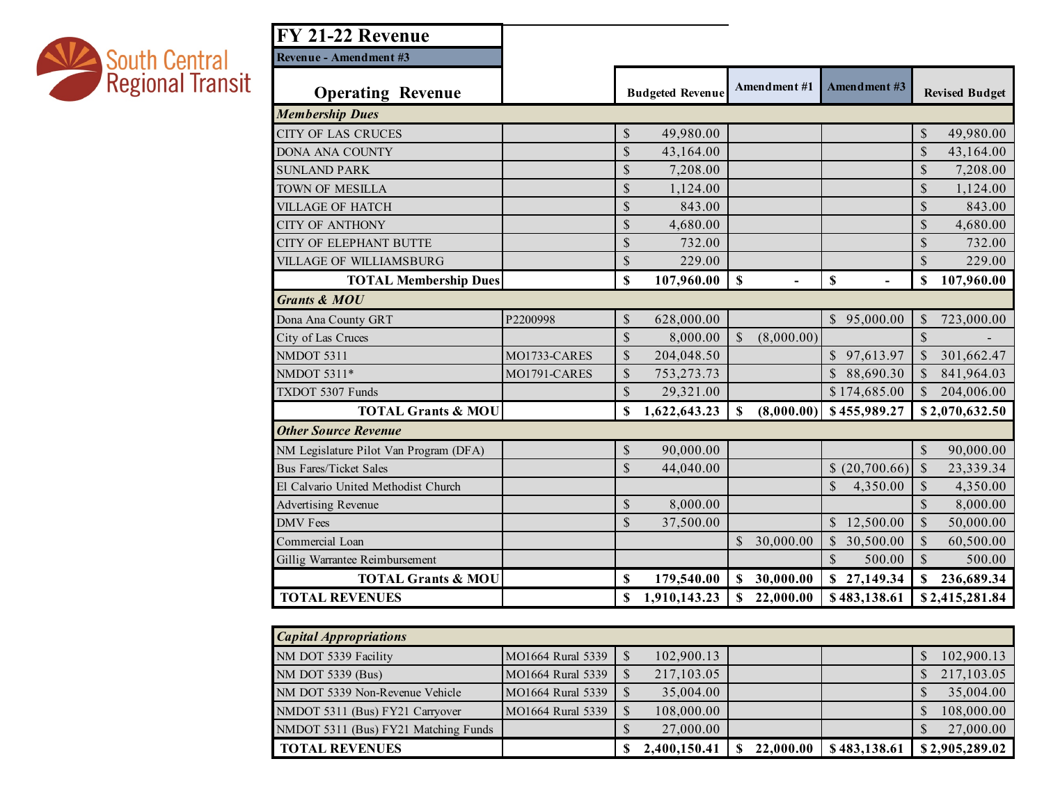South Central Regional Transit

# FY 21-22 Revenue

**Revenue - Amendment #3**

| Operating Revenue | | Budgeted Revenue | Amendment #1 | Amendment #3 | Revised Budget |
|---|---|---|---|---|---|
| ***Membership Dues*** | | | | | |
| CITY OF LAS CRUCES | | $ 49,980.00 | | | $ 49,980.00 |
| DONA ANA COUNTY | | $ 43,164.00 | | | $ 43,164.00 |
| SUNLAND PARK | | $ 7,208.00 | | | $ 7,208.00 |
| TOWN OF MESILLA | | $ 1,124.00 | | | $ 1,124.00 |
| VILLAGE OF HATCH | | $ 843.00 | | | $ 843.00 |
| CITY OF ANTHONY | | $ 4,680.00 | | | $ 4,680.00 |
| CITY OF ELEPHANT BUTTE | | $ 732.00 | | | $ 732.00 |
| VILLAGE OF WILLIAMSBURG | | $ 229.00 | | | $ 229.00 |
| **TOTAL Membership Dues** | | **$ 107,960.00** | **$ -** | **$ -** | **$ 107,960.00** |
| ***Grants & MOU*** | | | | | |
| Dona Ana County GRT | P2200998 | $ 628,000.00 | | $ 95,000.00 | $ 723,000.00 |
| City of Las Cruces | | $ 8,000.00 | $ (8,000.00) | | $ - |
| NMDOT 5311 | MO1733-CARES | $ 204,048.50 | | $ 97,613.97 | $ 301,662.47 |
| NMDOT 5311* | MO1791-CARES | $ 753,273.73 | | $ 88,690.30 | $ 841,964.03 |
| TXDOT 5307 Funds | | $ 29,321.00 | | $ 174,685.00 | $ 204,006.00 |
| **TOTAL Grants & MOU** | | **$ 1,622,643.23** | **$ (8,000.00)** | **$ 455,989.27** | **$ 2,070,632.50** |
| ***Other Source Revenue*** | | | | | |
| NM Legislature Pilot Van Program (DFA) | | $ 90,000.00 | | | $ 90,000.00 |
| Bus Fares/Ticket Sales | | $ 44,040.00 | | $ (20,700.66) | $ 23,339.34 |
| El Calvario United Methodist Church | | | | $ 4,350.00 | $ 4,350.00 |
| Advertising Revenue | | $ 8,000.00 | | | $ 8,000.00 |
| DMV Fees | | $ 37,500.00 | | $ 12,500.00 | $ 50,000.00 |
| Commercial Loan | | | $ 30,000.00 | $ 30,500.00 | $ 60,500.00 |
| Gillig Warrantee Reimbursement | | | | $ 500.00 | $ 500.00 |
| **TOTAL Grants & MOU** | | **$ 179,540.00** | **$ 30,000.00** | **$ 27,149.34** | **$ 236,689.34** |
| **TOTAL REVENUES** | | **$ 1,910,143.23** | **$ 22,000.00** | **$ 483,138.61** | **$ 2,415,281.84** |

| ***Capital Appropriations*** | | | | | |
|---|---|---|---|---|---|
| NM DOT 5339 Facility | MO1664 Rural 5339 | $ 102,900.13 | | | $ 102,900.13 |
| NM DOT 5339 (Bus) | MO1664 Rural 5339 | $ 217,103.05 | | | $ 217,103.05 |
| NM DOT 5339 Non-Revenue Vehicle | MO1664 Rural 5339 | $ 35,004.00 | | | $ 35,004.00 |
| NMDOT 5311 (Bus) FY21 Carryover | MO1664 Rural 5339 | $ 108,000.00 | | | $ 108,000.00 |
| NMDOT 5311 (Bus) FY21 Matching Funds | | $ 27,000.00 | | | $ 27,000.00 |
| **TOTAL REVENUES** | | **$ 2,400,150.41** | **$ 22,000.00** | **$ 483,138.61** | **$ 2,905,289.02** |